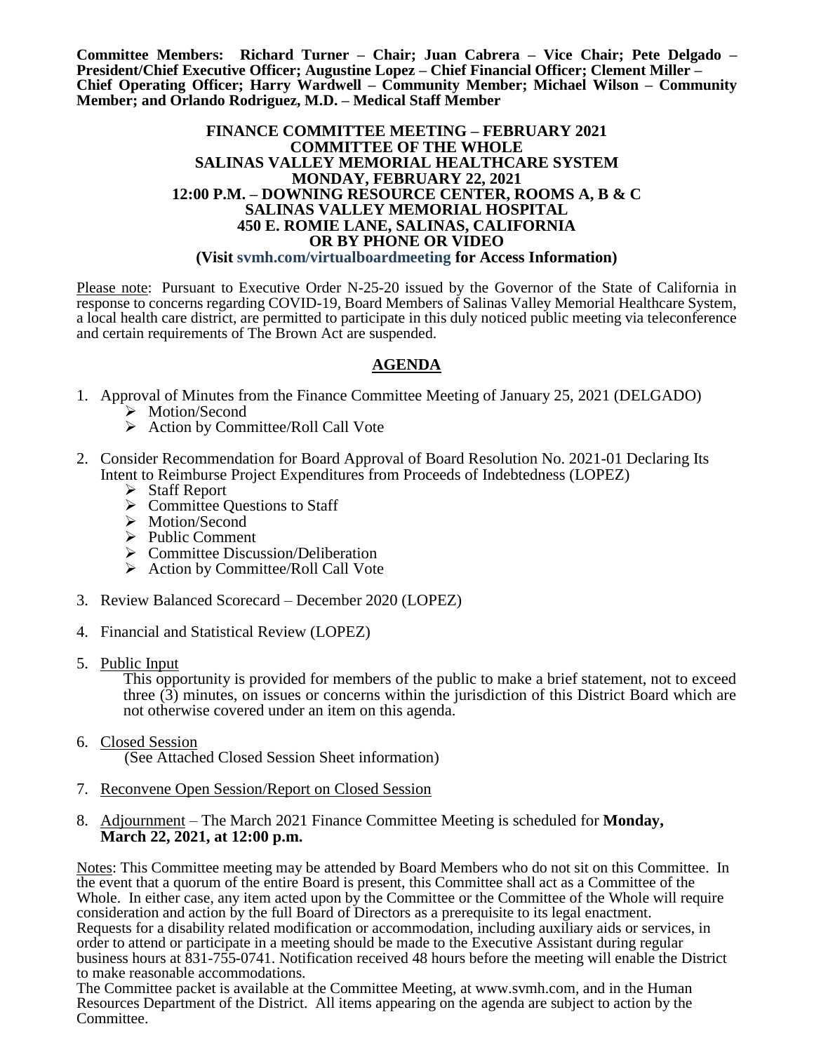**Committee Members: Richard Turner – Chair; Juan Cabrera – Vice Chair; Pete Delgado – President/Chief Executive Officer; Augustine Lopez – Chief Financial Officer; Clement Miller – Chief Operating Officer; Harry Wardwell – Community Member; Michael Wilson – Community Member; and Orlando Rodriguez, M.D. – Medical Staff Member**

**FINANCE COMMITTEE MEETING – FEBRUARY 2021**
**COMMITTEE OF THE WHOLE**
**SALINAS VALLEY MEMORIAL HEALTHCARE SYSTEM**
**MONDAY, FEBRUARY 22, 2021**
**12:00 P.M. – DOWNING RESOURCE CENTER, ROOMS A, B & C**
**SALINAS VALLEY MEMORIAL HOSPITAL**
**450 E. ROMIE LANE, SALINAS, CALIFORNIA**
**OR BY PHONE OR VIDEO**
**(Visit svmh.com/virtualboardmeeting for Access Information)**

Please note: Pursuant to Executive Order N-25-20 issued by the Governor of the State of California in response to concerns regarding COVID-19, Board Members of Salinas Valley Memorial Healthcare System, a local health care district, are permitted to participate in this duly noticed public meeting via teleconference and certain requirements of The Brown Act are suspended.

## AGENDA

1. Approval of Minutes from the Finance Committee Meeting of January 25, 2021 (DELGADO)
   - Motion/Second
   - Action by Committee/Roll Call Vote

2. Consider Recommendation for Board Approval of Board Resolution No. 2021-01 Declaring Its Intent to Reimburse Project Expenditures from Proceeds of Indebtedness (LOPEZ)
   - Staff Report
   - Committee Questions to Staff
   - Motion/Second
   - Public Comment
   - Committee Discussion/Deliberation
   - Action by Committee/Roll Call Vote

3. Review Balanced Scorecard – December 2020 (LOPEZ)

4. Financial and Statistical Review (LOPEZ)

5. Public Input

   This opportunity is provided for members of the public to make a brief statement, not to exceed three (3) minutes, on issues or concerns within the jurisdiction of this District Board which are not otherwise covered under an item on this agenda.

6. Closed Session

   (See Attached Closed Session Sheet information)

7. Reconvene Open Session/Report on Closed Session

8. Adjournment – The March 2021 Finance Committee Meeting is scheduled for **Monday, March 22, 2021, at 12:00 p.m.**

Notes: This Committee meeting may be attended by Board Members who do not sit on this Committee. In the event that a quorum of the entire Board is present, this Committee shall act as a Committee of the Whole. In either case, any item acted upon by the Committee or the Committee of the Whole will require consideration and action by the full Board of Directors as a prerequisite to its legal enactment.
Requests for a disability related modification or accommodation, including auxiliary aids or services, in order to attend or participate in a meeting should be made to the Executive Assistant during regular business hours at 831-755-0741. Notification received 48 hours before the meeting will enable the District to make reasonable accommodations.
The Committee packet is available at the Committee Meeting, at www.svmh.com, and in the Human Resources Department of the District. All items appearing on the agenda are subject to action by the Committee.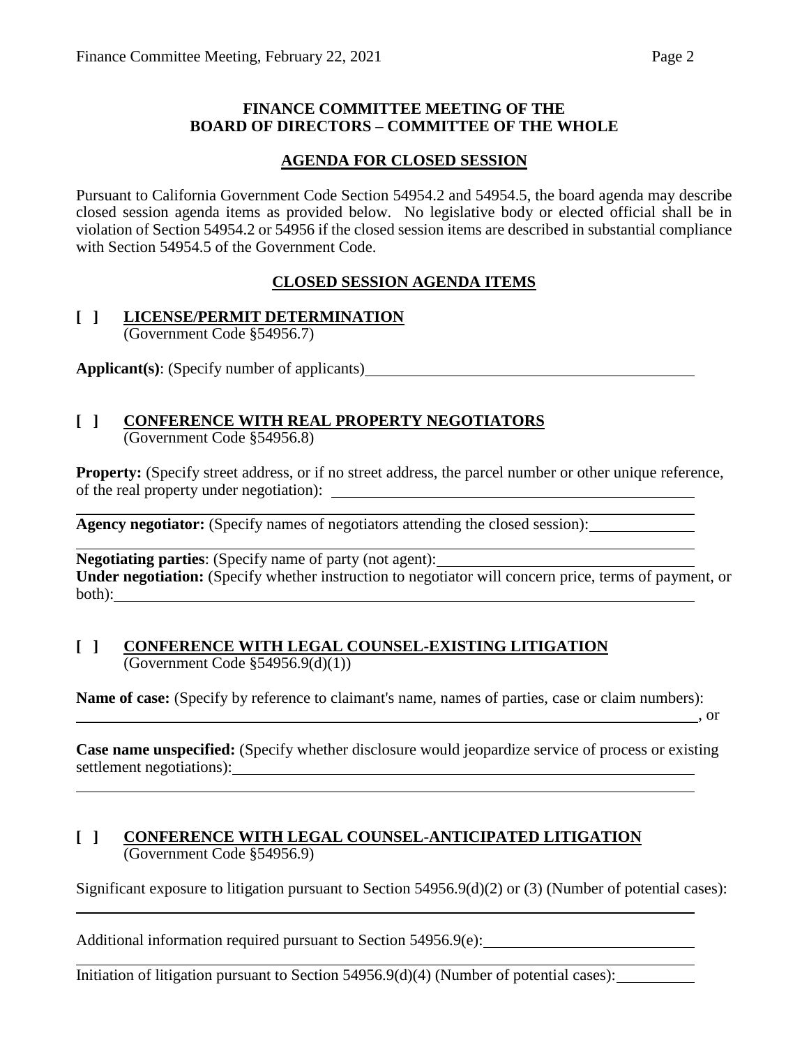**FINANCE COMMITTEE MEETING OF THE BOARD OF DIRECTORS – COMMITTEE OF THE WHOLE**

**AGENDA FOR CLOSED SESSION**

Pursuant to California Government Code Section 54954.2 and 54954.5, the board agenda may describe closed session agenda items as provided below. No legislative body or elected official shall be in violation of Section 54954.2 or 54956 if the closed session items are described in substantial compliance with Section 54954.5 of the Government Code.

**CLOSED SESSION AGENDA ITEMS**

**[ ] LICENSE/PERMIT DETERMINATION**
(Government Code §54956.7)

**Applicant(s)**: (Specify number of applicants) ____________________

**[ ] CONFERENCE WITH REAL PROPERTY NEGOTIATORS**
(Government Code §54956.8)

**Property:** (Specify street address, or if no street address, the parcel number or other unique reference, of the real property under negotiation): ____________________

**Agency negotiator:** (Specify names of negotiators attending the closed session): ____________________

**Negotiating parties**: (Specify name of party (not agent): ____________________
**Under negotiation:** (Specify whether instruction to negotiator will concern price, terms of payment, or both): ____________________

**[ ] CONFERENCE WITH LEGAL COUNSEL-EXISTING LITIGATION**
(Government Code §54956.9(d)(1))

**Name of case:** (Specify by reference to claimant's name, names of parties, case or claim numbers): ____________________, or

**Case name unspecified:** (Specify whether disclosure would jeopardize service of process or existing settlement negotiations): ____________________

**[ ] CONFERENCE WITH LEGAL COUNSEL-ANTICIPATED LITIGATION**
(Government Code §54956.9)

Significant exposure to litigation pursuant to Section 54956.9(d)(2) or (3) (Number of potential cases): ____________________

Additional information required pursuant to Section 54956.9(e): ____________________

Initiation of litigation pursuant to Section 54956.9(d)(4) (Number of potential cases): ____________________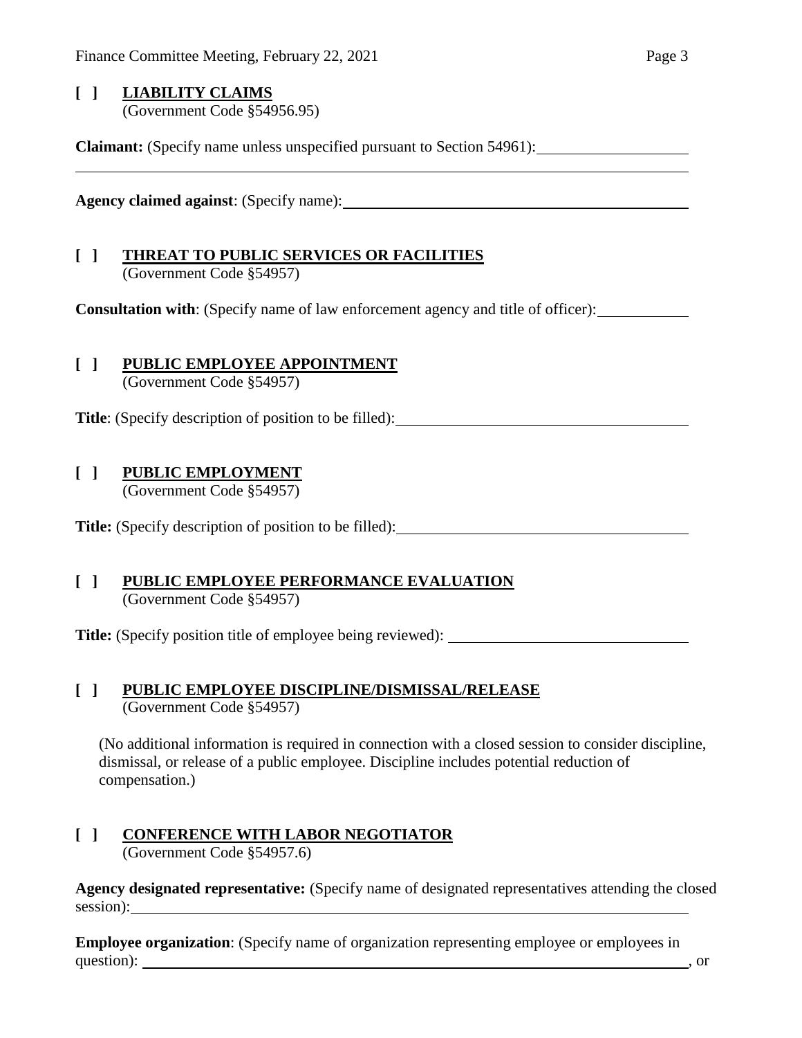**[ ] LIABILITY CLAIMS**
(Government Code §54956.95)

**Claimant:** (Specify name unless unspecified pursuant to Section 54961): ____________________

**Agency claimed against**: (Specify name): ____________________

**[ ] THREAT TO PUBLIC SERVICES OR FACILITIES**
(Government Code §54957)

**Consultation with**: (Specify name of law enforcement agency and title of officer): ____________________

**[ ] PUBLIC EMPLOYEE APPOINTMENT**
(Government Code §54957)

**Title**: (Specify description of position to be filled): ____________________

**[ ] PUBLIC EMPLOYMENT**
(Government Code §54957)

**Title:** (Specify description of position to be filled): ____________________

**[ ] PUBLIC EMPLOYEE PERFORMANCE EVALUATION**
(Government Code §54957)

**Title:** (Specify position title of employee being reviewed): ____________________

**[ ] PUBLIC EMPLOYEE DISCIPLINE/DISMISSAL/RELEASE**
(Government Code §54957)

(No additional information is required in connection with a closed session to consider discipline, dismissal, or release of a public employee. Discipline includes potential reduction of compensation.)

**[ ] CONFERENCE WITH LABOR NEGOTIATOR**
(Government Code §54957.6)

**Agency designated representative:** (Specify name of designated representatives attending the closed session): ____________________

**Employee organization**: (Specify name of organization representing employee or employees in question): ____________________, or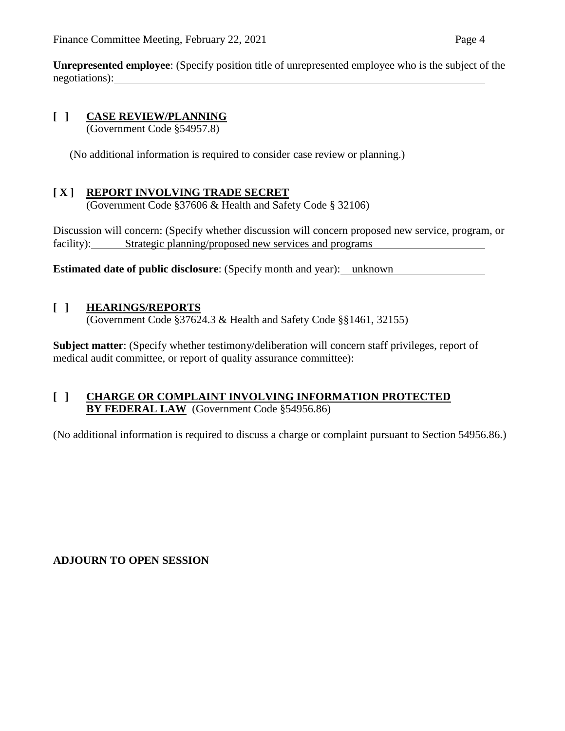**Unrepresented employee**: (Specify position title of unrepresented employee who is the subject of the negotiations): ______________________________

**[ ] CASE REVIEW/PLANNING**
(Government Code §54957.8)

(No additional information is required to consider case review or planning.)

**[ X ] REPORT INVOLVING TRADE SECRET**
(Government Code §37606 & Health and Safety Code § 32106)

Discussion will concern: (Specify whether discussion will concern proposed new service, program, or facility): Strategic planning/proposed new services and programs

**Estimated date of public disclosure**: (Specify month and year): unknown

**[ ] HEARINGS/REPORTS**
(Government Code §37624.3 & Health and Safety Code §§1461, 32155)

**Subject matter**: (Specify whether testimony/deliberation will concern staff privileges, report of medical audit committee, or report of quality assurance committee):

**[ ] CHARGE OR COMPLAINT INVOLVING INFORMATION PROTECTED BY FEDERAL LAW** (Government Code §54956.86)

(No additional information is required to discuss a charge or complaint pursuant to Section 54956.86.)

**ADJOURN TO OPEN SESSION**